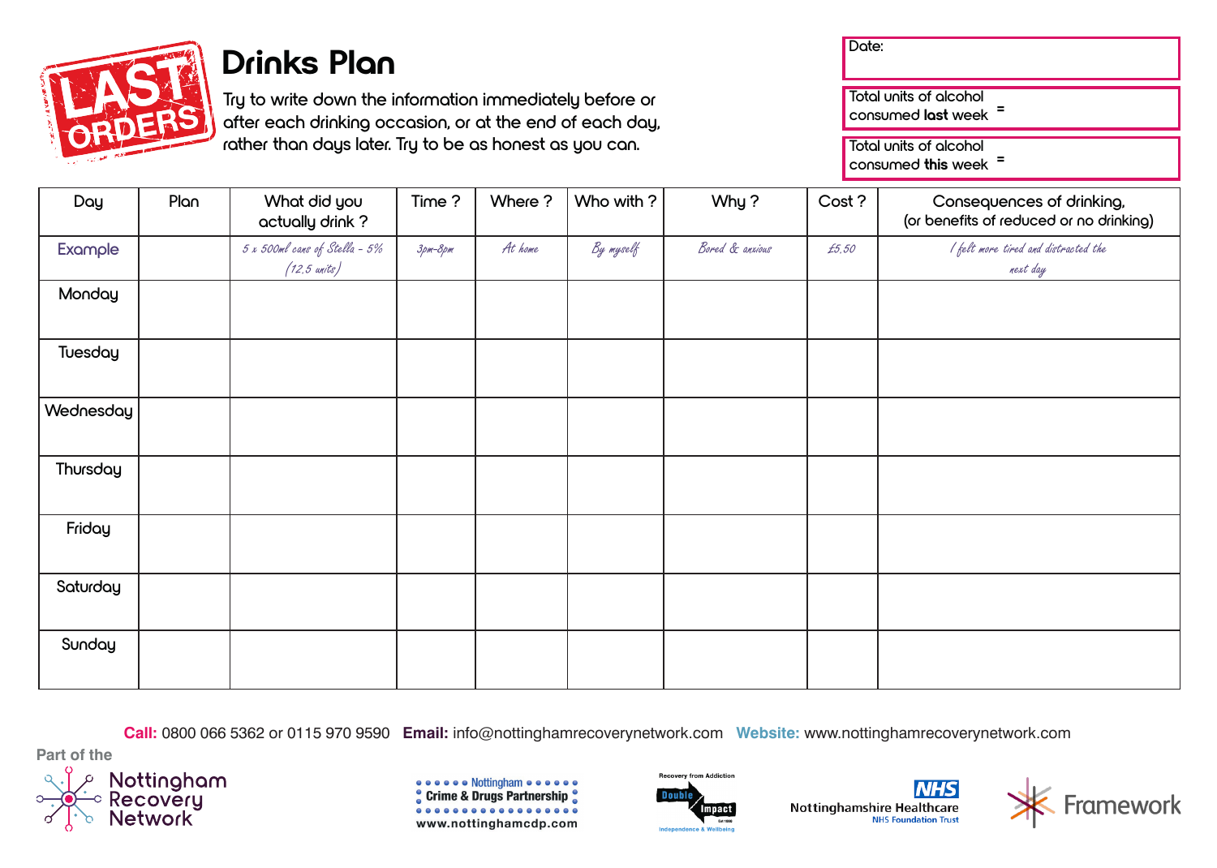# Drinks Plan

Try to write down the information immediately before or after each drinking occasion, or at the end of each day, rather than days later. Try to be as honest as you can.

Date:

Total units of alcohol consumed **last** week =

Total units of alcohol consumed **this** week =

| Day | Plan | What did you actually drink ? | Time ? | Where ? | Who with ? | Why ? | Cost ? | Consequences of drinking, (or benefits of reduced or no drinking) |
|---|---|---|---|---|---|---|---|---|
| Example | | *5 x 500ml cans of Stella - 5% (12.5 units)* | *3pm-8pm* | *At home* | *By myself* | *Bored & anxious* | *£5.50* | *I felt more tired and distracted the next day* |
| Monday | | | | | | | | |
| Tuesday | | | | | | | | |
| Wednesday | | | | | | | | |
| Thursday | | | | | | | | |
| Friday | | | | | | | | |
| Saturday | | | | | | | | |
| Sunday | | | | | | | | |

**Call:** 0800 066 5362 or 0115 970 9590 **Email:** info@nottinghamrecoverynetwork.com **Website:** www.nottinghamrecoverynetwork.com

Part of the Nottingham Recovery Network

Nottingham Crime & Drugs Partnership www.nottinghamcdp.com

Recovery from Addiction Double Impact Independence & Wellbeing

NHS Nottinghamshire Healthcare NHS Foundation Trust

Framework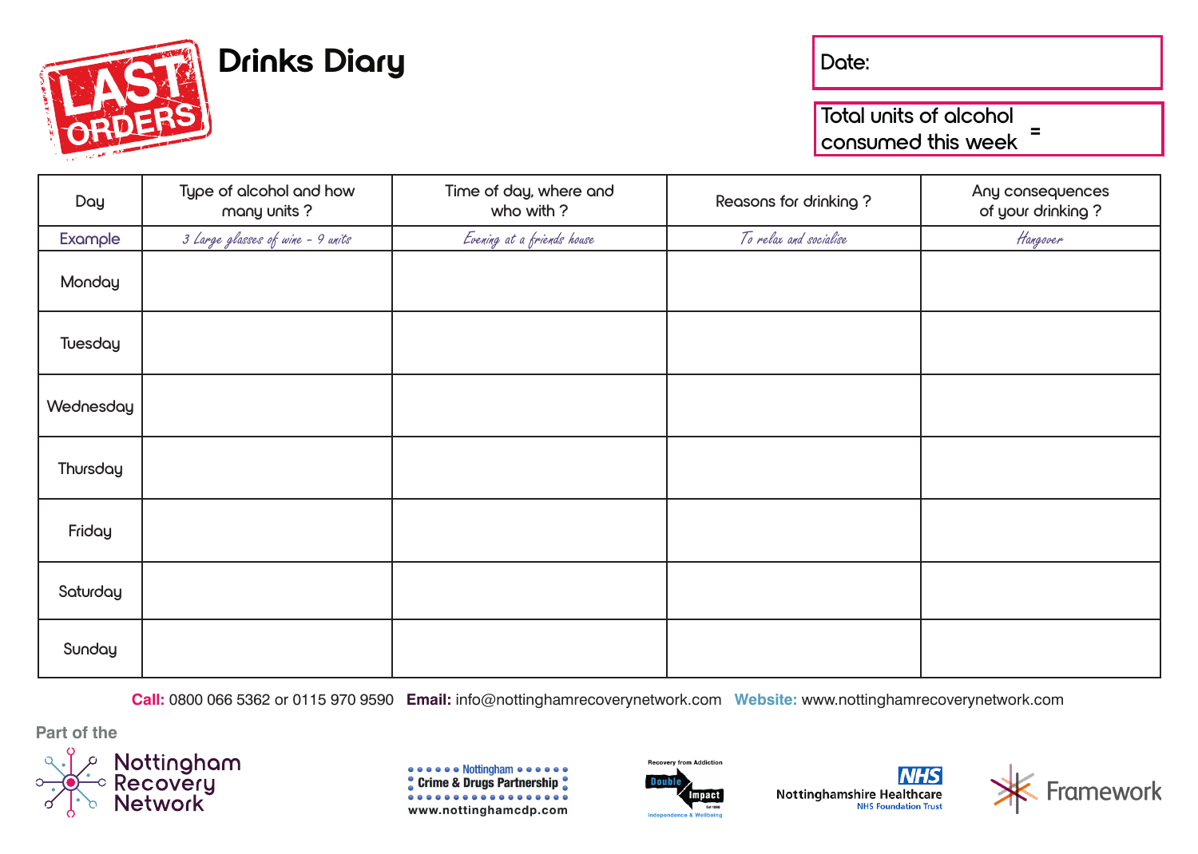# Drinks Diary

LAST ORDERS

Date:

Total units of alcohol consumed this week =

| Day | Type of alcohol and how many units ? | Time of day, where and who with ? | Reasons for drinking ? | Any consequences of your drinking ? |
|---|---|---|---|---|
| Example | *3 Large glasses of wine - 9 units* | *Evening at a friends house* | *To relax and socialise* | *Hangover* |
| Monday | | | | |
| Tuesday | | | | |
| Wednesday | | | | |
| Thursday | | | | |
| Friday | | | | |
| Saturday | | | | |
| Sunday | | | | |

**Call:** 0800 066 5362 or 0115 970 9590 **Email:** info@nottinghamrecoverynetwork.com **Website:** www.nottinghamrecoverynetwork.com

Part of the

Nottingham Recovery Network

Nottingham Crime & Drugs Partnership www.nottinghamcdp.com

Recovery from Addiction Double Impact Est 1996 Independence & Wellbeing

NHS Nottinghamshire Healthcare NHS Foundation Trust

Framework